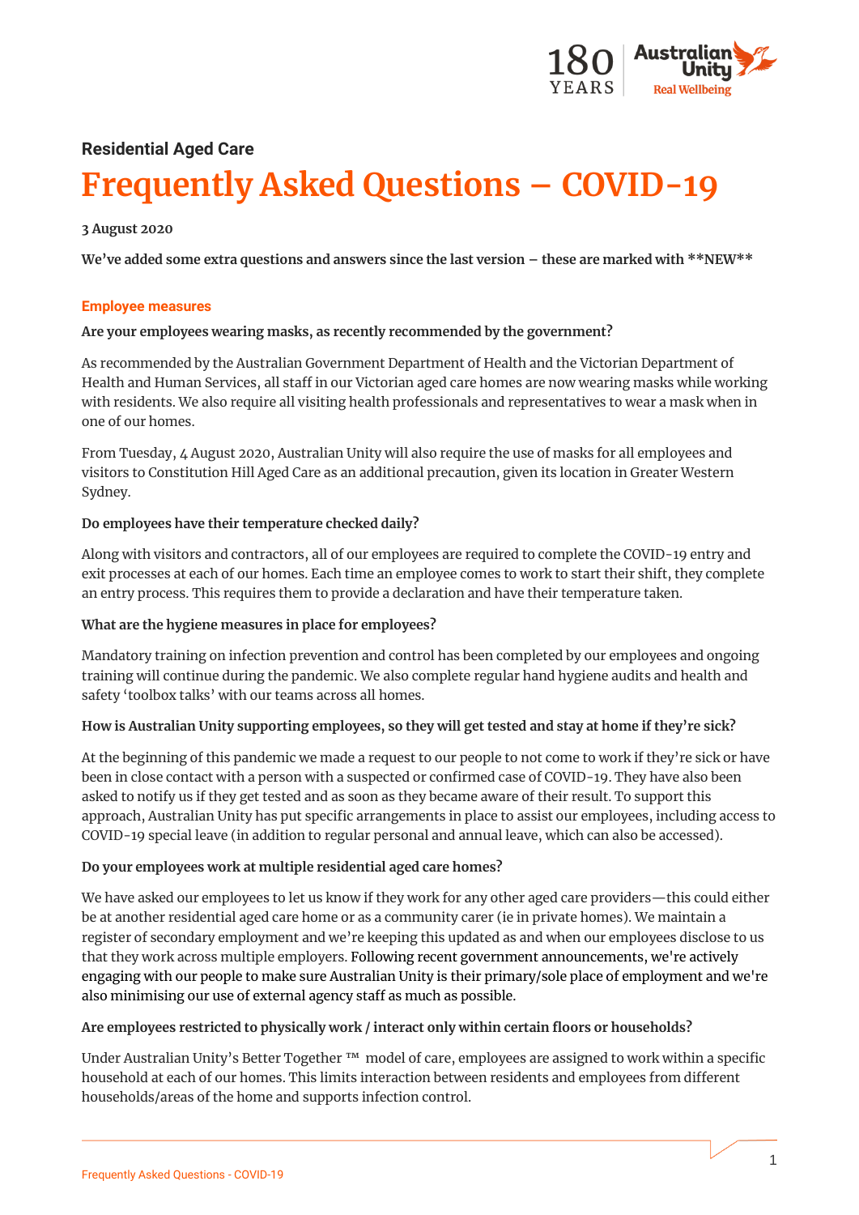## Residential Aged Care

# Frequently Asked Questions – COVID-19

**3 August 2020**

**We've added some extra questions and answers since the last version – these are marked with **NEW****

### Employee measures

**Are your employees wearing masks, as recently recommended by the government?**

As recommended by the Australian Government Department of Health and the Victorian Department of Health and Human Services, all staff in our Victorian aged care homes are now wearing masks while working with residents. We also require all visiting health professionals and representatives to wear a mask when in one of our homes.

From Tuesday, 4 August 2020, Australian Unity will also require the use of masks for all employees and visitors to Constitution Hill Aged Care as an additional precaution, given its location in Greater Western Sydney.

**Do employees have their temperature checked daily?**

Along with visitors and contractors, all of our employees are required to complete the COVID-19 entry and exit processes at each of our homes. Each time an employee comes to work to start their shift, they complete an entry process. This requires them to provide a declaration and have their temperature taken.

**What are the hygiene measures in place for employees?**

Mandatory training on infection prevention and control has been completed by our employees and ongoing training will continue during the pandemic. We also complete regular hand hygiene audits and health and safety 'toolbox talks' with our teams across all homes.

**How is Australian Unity supporting employees, so they will get tested and stay at home if they're sick?**

At the beginning of this pandemic we made a request to our people to not come to work if they're sick or have been in close contact with a person with a suspected or confirmed case of COVID-19. They have also been asked to notify us if they get tested and as soon as they became aware of their result. To support this approach, Australian Unity has put specific arrangements in place to assist our employees, including access to COVID-19 special leave (in addition to regular personal and annual leave, which can also be accessed).

**Do your employees work at multiple residential aged care homes?**

We have asked our employees to let us know if they work for any other aged care providers—this could either be at another residential aged care home or as a community carer (ie in private homes). We maintain a register of secondary employment and we're keeping this updated as and when our employees disclose to us that they work across multiple employers. Following recent government announcements, we're actively engaging with our people to make sure Australian Unity is their primary/sole place of employment and we're also minimising our use of external agency staff as much as possible.

**Are employees restricted to physically work / interact only within certain floors or households?**

Under Australian Unity's Better Together ™ model of care, employees are assigned to work within a specific household at each of our homes. This limits interaction between residents and employees from different households/areas of the home and supports infection control.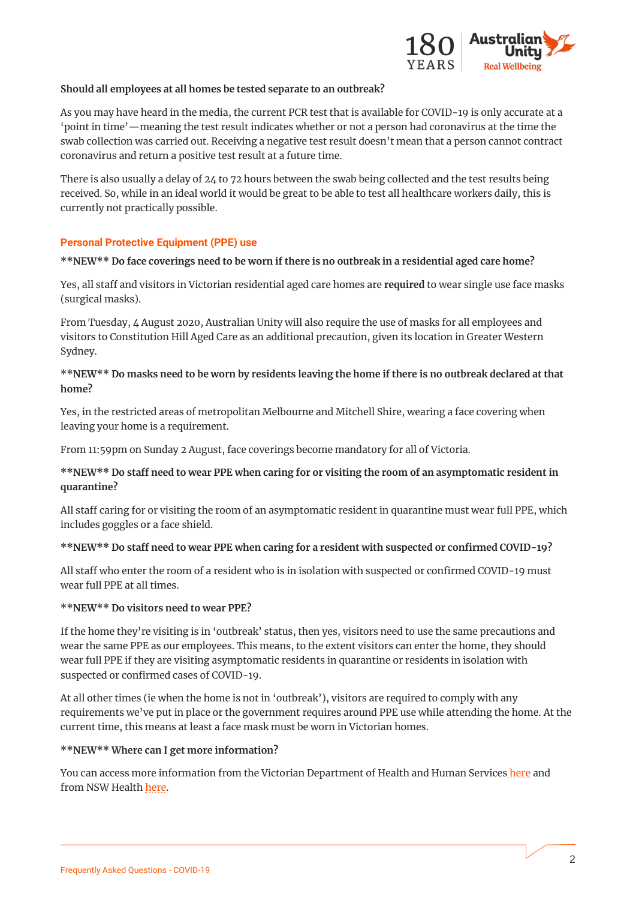**Should all employees at all homes be tested separate to an outbreak?**

As you may have heard in the media, the current PCR test that is available for COVID-19 is only accurate at a 'point in time'—meaning the test result indicates whether or not a person had coronavirus at the time the swab collection was carried out. Receiving a negative test result doesn't mean that a person cannot contract coronavirus and return a positive test result at a future time.

There is also usually a delay of 24 to 72 hours between the swab being collected and the test results being received. So, while in an ideal world it would be great to be able to test all healthcare workers daily, this is currently not practically possible.

## Personal Protective Equipment (PPE) use

**\*\*NEW\*\* Do face coverings need to be worn if there is no outbreak in a residential aged care home?**

Yes, all staff and visitors in Victorian residential aged care homes are **required** to wear single use face masks (surgical masks).

From Tuesday, 4 August 2020, Australian Unity will also require the use of masks for all employees and visitors to Constitution Hill Aged Care as an additional precaution, given its location in Greater Western Sydney.

**\*\*NEW\*\* Do masks need to be worn by residents leaving the home if there is no outbreak declared at that home?**

Yes, in the restricted areas of metropolitan Melbourne and Mitchell Shire, wearing a face covering when leaving your home is a requirement.

From 11:59pm on Sunday 2 August, face coverings become mandatory for all of Victoria.

**\*\*NEW\*\* Do staff need to wear PPE when caring for or visiting the room of an asymptomatic resident in quarantine?**

All staff caring for or visiting the room of an asymptomatic resident in quarantine must wear full PPE, which includes goggles or a face shield.

**\*\*NEW\*\* Do staff need to wear PPE when caring for a resident with suspected or confirmed COVID-19?**

All staff who enter the room of a resident who is in isolation with suspected or confirmed COVID-19 must wear full PPE at all times.

**\*\*NEW\*\* Do visitors need to wear PPE?**

If the home they're visiting is in 'outbreak' status, then yes, visitors need to use the same precautions and wear the same PPE as our employees. This means, to the extent visitors can enter the home, they should wear full PPE if they are visiting asymptomatic residents in quarantine or residents in isolation with suspected or confirmed cases of COVID-19.

At all other times (ie when the home is not in 'outbreak'), visitors are required to comply with any requirements we've put in place or the government requires around PPE use while attending the home. At the current time, this means at least a face mask must be worn in Victorian homes.

**\*\*NEW\*\* Where can I get more information?**

You can access more information from the Victorian Department of Health and Human Services here and from NSW Health here.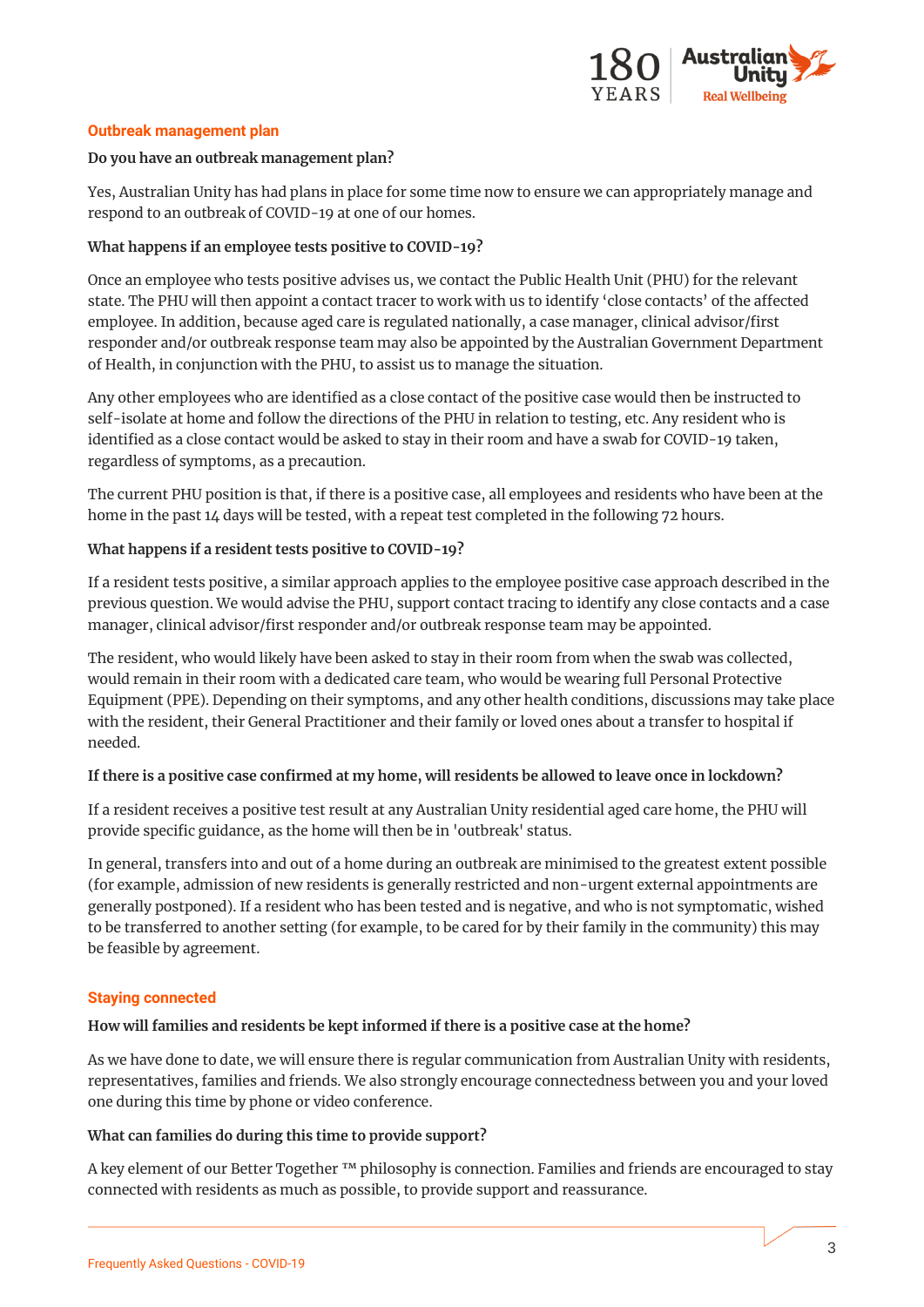## Outbreak management plan

**Do you have an outbreak management plan?**

Yes, Australian Unity has had plans in place for some time now to ensure we can appropriately manage and respond to an outbreak of COVID-19 at one of our homes.

**What happens if an employee tests positive to COVID-19?**

Once an employee who tests positive advises us, we contact the Public Health Unit (PHU) for the relevant state. The PHU will then appoint a contact tracer to work with us to identify 'close contacts' of the affected employee. In addition, because aged care is regulated nationally, a case manager, clinical advisor/first responder and/or outbreak response team may also be appointed by the Australian Government Department of Health, in conjunction with the PHU, to assist us to manage the situation.

Any other employees who are identified as a close contact of the positive case would then be instructed to self-isolate at home and follow the directions of the PHU in relation to testing, etc. Any resident who is identified as a close contact would be asked to stay in their room and have a swab for COVID-19 taken, regardless of symptoms, as a precaution.

The current PHU position is that, if there is a positive case, all employees and residents who have been at the home in the past 14 days will be tested, with a repeat test completed in the following 72 hours.

**What happens if a resident tests positive to COVID-19?**

If a resident tests positive, a similar approach applies to the employee positive case approach described in the previous question. We would advise the PHU, support contact tracing to identify any close contacts and a case manager, clinical advisor/first responder and/or outbreak response team may be appointed.

The resident, who would likely have been asked to stay in their room from when the swab was collected, would remain in their room with a dedicated care team, who would be wearing full Personal Protective Equipment (PPE). Depending on their symptoms, and any other health conditions, discussions may take place with the resident, their General Practitioner and their family or loved ones about a transfer to hospital if needed.

**If there is a positive case confirmed at my home, will residents be allowed to leave once in lockdown?**

If a resident receives a positive test result at any Australian Unity residential aged care home, the PHU will provide specific guidance, as the home will then be in 'outbreak' status.

In general, transfers into and out of a home during an outbreak are minimised to the greatest extent possible (for example, admission of new residents is generally restricted and non-urgent external appointments are generally postponed). If a resident who has been tested and is negative, and who is not symptomatic, wished to be transferred to another setting (for example, to be cared for by their family in the community) this may be feasible by agreement.

## Staying connected

**How will families and residents be kept informed if there is a positive case at the home?**

As we have done to date, we will ensure there is regular communication from Australian Unity with residents, representatives, families and friends. We also strongly encourage connectedness between you and your loved one during this time by phone or video conference.

**What can families do during this time to provide support?**

A key element of our Better Together ™ philosophy is connection. Families and friends are encouraged to stay connected with residents as much as possible, to provide support and reassurance.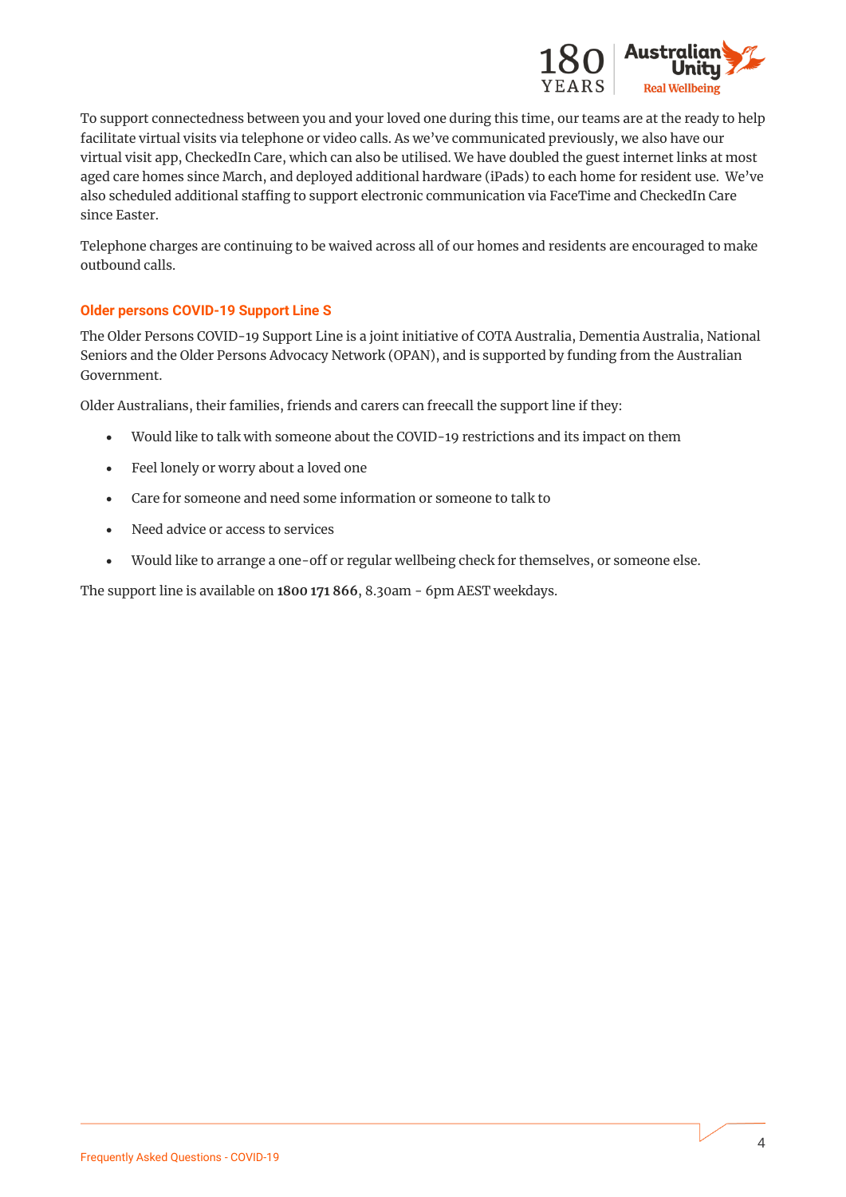To support connectedness between you and your loved one during this time, our teams are at the ready to help facilitate virtual visits via telephone or video calls. As we've communicated previously, we also have our virtual visit app, CheckedIn Care, which can also be utilised. We have doubled the guest internet links at most aged care homes since March, and deployed additional hardware (iPads) to each home for resident use. We've also scheduled additional staffing to support electronic communication via FaceTime and CheckedIn Care since Easter.

Telephone charges are continuing to be waived across all of our homes and residents are encouraged to make outbound calls.

### Older persons COVID-19 Support Line S

The Older Persons COVID-19 Support Line is a joint initiative of COTA Australia, Dementia Australia, National Seniors and the Older Persons Advocacy Network (OPAN), and is supported by funding from the Australian Government.

Older Australians, their families, friends and carers can freecall the support line if they:

- Would like to talk with someone about the COVID-19 restrictions and its impact on them
- Feel lonely or worry about a loved one
- Care for someone and need some information or someone to talk to
- Need advice or access to services
- Would like to arrange a one-off or regular wellbeing check for themselves, or someone else.

The support line is available on **1800 171 866**, 8.30am - 6pm AEST weekdays.